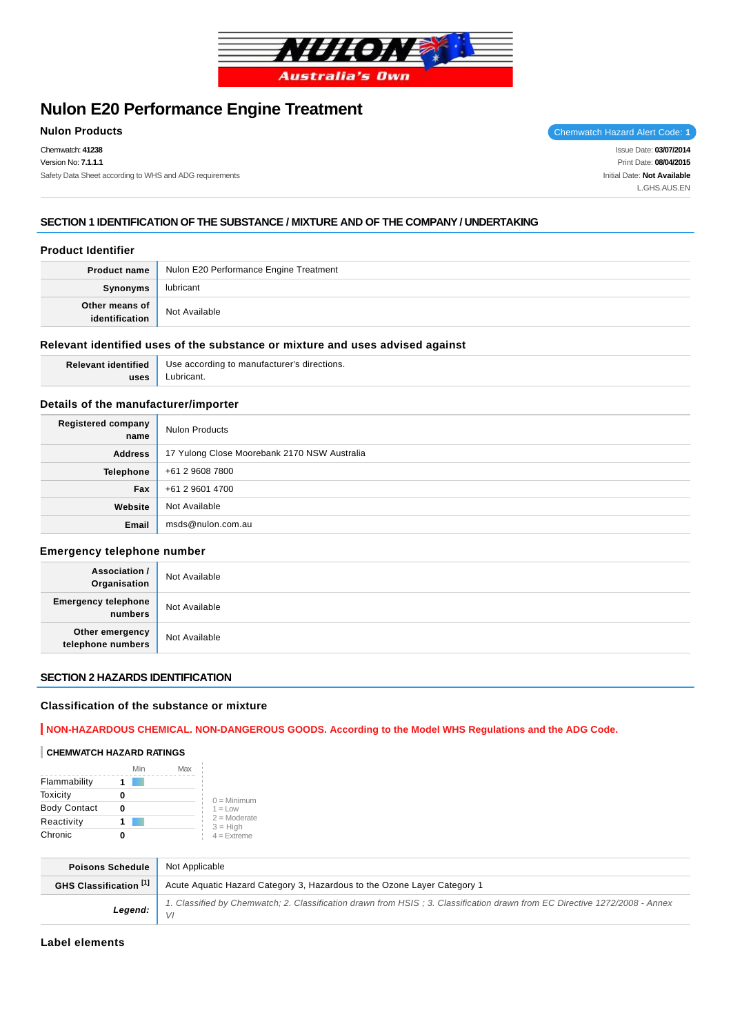# Nulon E20 Performance Engine Treatment

## Nulon Products

Chemwatch Hazard Alert Code: **1**

Chemwatch: **41238**
Version No: **7.1.1.1**
Safety Data Sheet according to WHS and ADG requirements

Issue Date: **03/07/2014**
Print Date: **08/04/2015**
Initial Date: **Not Available**
L.GHS.AUS.EN

## SECTION 1 IDENTIFICATION OF THE SUBSTANCE / MIXTURE AND OF THE COMPANY / UNDERTAKING

### Product Identifier

| | |
|---|---|
| **Product name** | Nulon E20 Performance Engine Treatment |
| **Synonyms** | lubricant |
| **Other means of identification** | Not Available |

### Relevant identified uses of the substance or mixture and uses advised against

| | |
|---|---|
| **Relevant identified uses** | Use according to manufacturer's directions.<br>Lubricant. |

### Details of the manufacturer/importer

| | |
|---|---|
| **Registered company name** | Nulon Products |
| **Address** | 17 Yulong Close Moorebank 2170 NSW Australia |
| **Telephone** | +61 2 9608 7800 |
| **Fax** | +61 2 9601 4700 |
| **Website** | Not Available |
| **Email** | msds@nulon.com.au |

### Emergency telephone number

| | |
|---|---|
| **Association / Organisation** | Not Available |
| **Emergency telephone numbers** | Not Available |
| **Other emergency telephone numbers** | Not Available |

## SECTION 2 HAZARDS IDENTIFICATION

### Classification of the substance or mixture

**NON-HAZARDOUS CHEMICAL. NON-DANGEROUS GOODS. According to the Model WHS Regulations and the ADG Code.**

#### CHEMWATCH HAZARD RATINGS

| | Min | Max |
|---|---|---|
| Flammability | 1 | |
| Toxicity | 0 | |
| Body Contact | 0 | |
| Reactivity | 1 | |
| Chronic | 0 | |

0 = Minimum
1 = Low
2 = Moderate
3 = High
4 = Extreme

| | |
|---|---|
| **Poisons Schedule** | Not Applicable |
| **GHS Classification [1]** | Acute Aquatic Hazard Category 3, Hazardous to the Ozone Layer Category 1 |
| ***Legend:*** | *1. Classified by Chemwatch; 2. Classification drawn from HSIS ; 3. Classification drawn from EC Directive 1272/2008 - Annex VI* |

### Label elements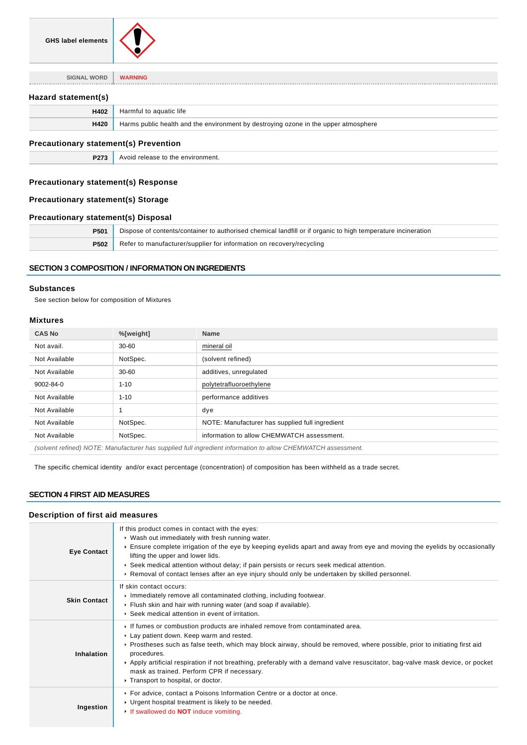| GHS label elements | |
|---|---|

| SIGNAL WORD | WARNING |
|---|---|

### Hazard statement(s)

| | |
|---|---|
| **H402** | Harmful to aquatic life |
| **H420** | Harms public health and the environment by destroying ozone in the upper atmosphere |

### Precautionary statement(s) Prevention

| | |
|---|---|
| **P273** | Avoid release to the environment. |

### Precautionary statement(s) Response

### Precautionary statement(s) Storage

### Precautionary statement(s) Disposal

| | |
|---|---|
| **P501** | Dispose of contents/container to authorised chemical landfill or if organic to high temperature incineration |
| **P502** | Refer to manufacturer/supplier for information on recovery/recycling |

## SECTION 3 COMPOSITION / INFORMATION ON INGREDIENTS

### Substances

See section below for composition of Mixtures

### Mixtures

| CAS No | %[weight] | Name |
|---|---|---|
| Not avail. | 30-60 | mineral oil |
| Not Available | NotSpec. | (solvent refined) |
| Not Available | 30-60 | additives, unregulated |
| 9002-84-0 | 1-10 | polytetrafluoroethylene |
| Not Available | 1-10 | performance additives |
| Not Available | 1 | dye |
| Not Available | NotSpec. | NOTE: Manufacturer has supplied full ingredient |
| Not Available | NotSpec. | information to allow CHEMWATCH assessment. |

*(solvent refined) NOTE: Manufacturer has supplied full ingredient information to allow CHEMWATCH assessment.*

The specific chemical identity and/or exact percentage (concentration) of composition has been withheld as a trade secret.

## SECTION 4 FIRST AID MEASURES

### Description of first aid measures

| | |
|---|---|
| **Eye Contact** | If this product comes in contact with the eyes:<br>▸ Wash out immediately with fresh running water.<br>▸ Ensure complete irrigation of the eye by keeping eyelids apart and away from eye and moving the eyelids by occasionally lifting the upper and lower lids.<br>▸ Seek medical attention without delay; if pain persists or recurs seek medical attention.<br>▸ Removal of contact lenses after an eye injury should only be undertaken by skilled personnel. |
| **Skin Contact** | If skin contact occurs:<br>▸ Immediately remove all contaminated clothing, including footwear.<br>▸ Flush skin and hair with running water (and soap if available).<br>▸ Seek medical attention in event of irritation. |
| **Inhalation** | ▸ If fumes or combustion products are inhaled remove from contaminated area.<br>▸ Lay patient down. Keep warm and rested.<br>▸ Prostheses such as false teeth, which may block airway, should be removed, where possible, prior to initiating first aid procedures.<br>▸ Apply artificial respiration if not breathing, preferably with a demand valve resuscitator, bag-valve mask device, or pocket mask as trained. Perform CPR if necessary.<br>▸ Transport to hospital, or doctor. |
| **Ingestion** | ▸ For advice, contact a Poisons Information Centre or a doctor at once.<br>▸ Urgent hospital treatment is likely to be needed.<br>▸ If swallowed do **NOT** induce vomiting. |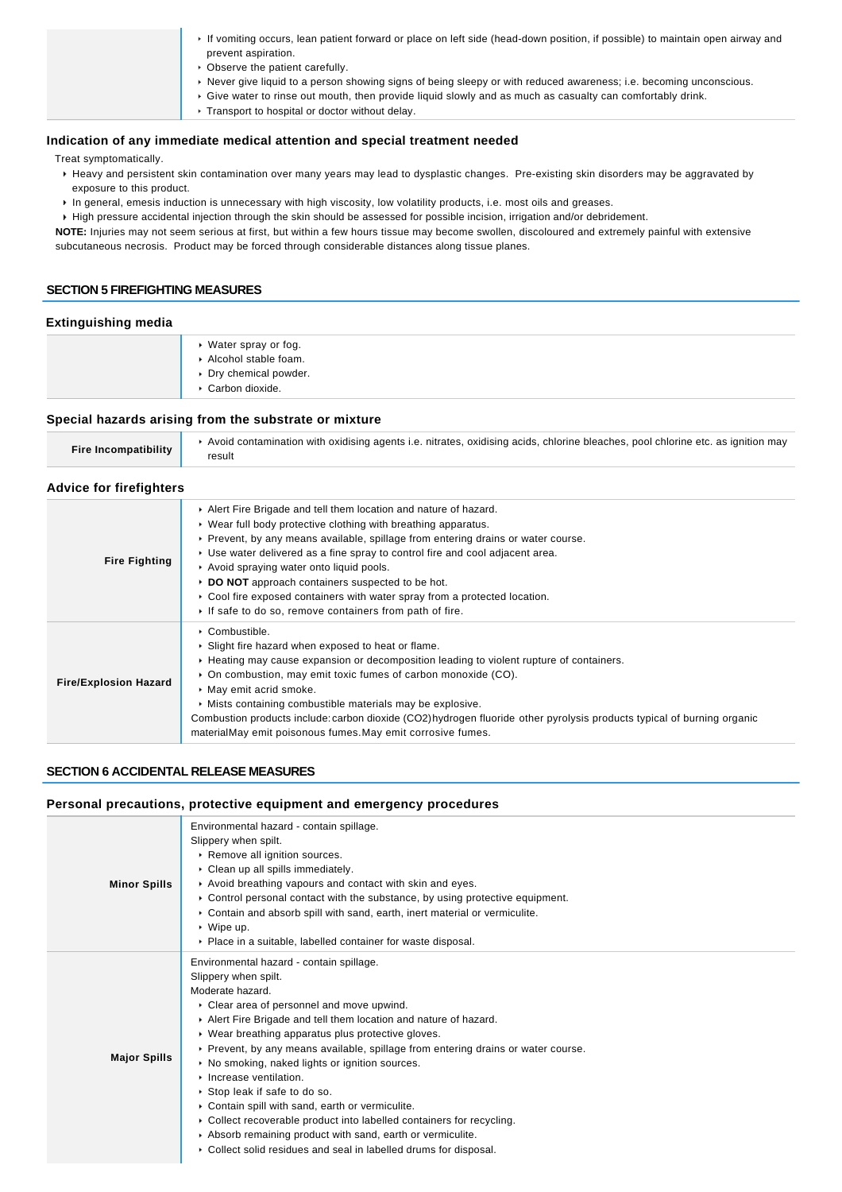| | |
|---|---|
| | ▸ If vomiting occurs, lean patient forward or place on left side (head-down position, if possible) to maintain open airway and prevent aspiration.<br>▸ Observe the patient carefully.<br>▸ Never give liquid to a person showing signs of being sleepy or with reduced awareness; i.e. becoming unconscious.<br>▸ Give water to rinse out mouth, then provide liquid slowly and as much as casualty can comfortably drink.<br>▸ Transport to hospital or doctor without delay. |

### Indication of any immediate medical attention and special treatment needed

Treat symptomatically.

- Heavy and persistent skin contamination over many years may lead to dysplastic changes. Pre-existing skin disorders may be aggravated by exposure to this product.
- In general, emesis induction is unnecessary with high viscosity, low volatility products, i.e. most oils and greases.
- High pressure accidental injection through the skin should be assessed for possible incision, irrigation and/or debridement.

**NOTE:** Injuries may not seem serious at first, but within a few hours tissue may become swollen, discoloured and extremely painful with extensive subcutaneous necrosis. Product may be forced through considerable distances along tissue planes.

## SECTION 5 FIREFIGHTING MEASURES

### Extinguishing media

| | |
|---|---|
| | ▸ Water spray or fog.<br>▸ Alcohol stable foam.<br>▸ Dry chemical powder.<br>▸ Carbon dioxide. |

### Special hazards arising from the substrate or mixture

| | |
|---|---|
| **Fire Incompatibility** | ▸ Avoid contamination with oxidising agents i.e. nitrates, oxidising acids, chlorine bleaches, pool chlorine etc. as ignition may result |

### Advice for firefighters

| | |
|---|---|
| **Fire Fighting** | ▸ Alert Fire Brigade and tell them location and nature of hazard.<br>▸ Wear full body protective clothing with breathing apparatus.<br>▸ Prevent, by any means available, spillage from entering drains or water course.<br>▸ Use water delivered as a fine spray to control fire and cool adjacent area.<br>▸ Avoid spraying water onto liquid pools.<br>▸ **DO NOT** approach containers suspected to be hot.<br>▸ Cool fire exposed containers with water spray from a protected location.<br>▸ If safe to do so, remove containers from path of fire. |
| **Fire/Explosion Hazard** | ▸ Combustible.<br>▸ Slight fire hazard when exposed to heat or flame.<br>▸ Heating may cause expansion or decomposition leading to violent rupture of containers.<br>▸ On combustion, may emit toxic fumes of carbon monoxide (CO).<br>▸ May emit acrid smoke.<br>▸ Mists containing combustible materials may be explosive.<br>Combustion products include: carbon dioxide ($CO_2$)hydrogen fluoride other pyrolysis products typical of burning organic materialMay emit poisonous fumes.May emit corrosive fumes. |

## SECTION 6 ACCIDENTAL RELEASE MEASURES

### Personal precautions, protective equipment and emergency procedures

| | |
|---|---|
| **Minor Spills** | Environmental hazard - contain spillage.<br>Slippery when spilt.<br>▸ Remove all ignition sources.<br>▸ Clean up all spills immediately.<br>▸ Avoid breathing vapours and contact with skin and eyes.<br>▸ Control personal contact with the substance, by using protective equipment.<br>▸ Contain and absorb spill with sand, earth, inert material or vermiculite.<br>▸ Wipe up.<br>▸ Place in a suitable, labelled container for waste disposal. |
| **Major Spills** | Environmental hazard - contain spillage.<br>Slippery when spilt.<br>Moderate hazard.<br>▸ Clear area of personnel and move upwind.<br>▸ Alert Fire Brigade and tell them location and nature of hazard.<br>▸ Wear breathing apparatus plus protective gloves.<br>▸ Prevent, by any means available, spillage from entering drains or water course.<br>▸ No smoking, naked lights or ignition sources.<br>▸ Increase ventilation.<br>▸ Stop leak if safe to do so.<br>▸ Contain spill with sand, earth or vermiculite.<br>▸ Collect recoverable product into labelled containers for recycling.<br>▸ Absorb remaining product with sand, earth or vermiculite.<br>▸ Collect solid residues and seal in labelled drums for disposal. |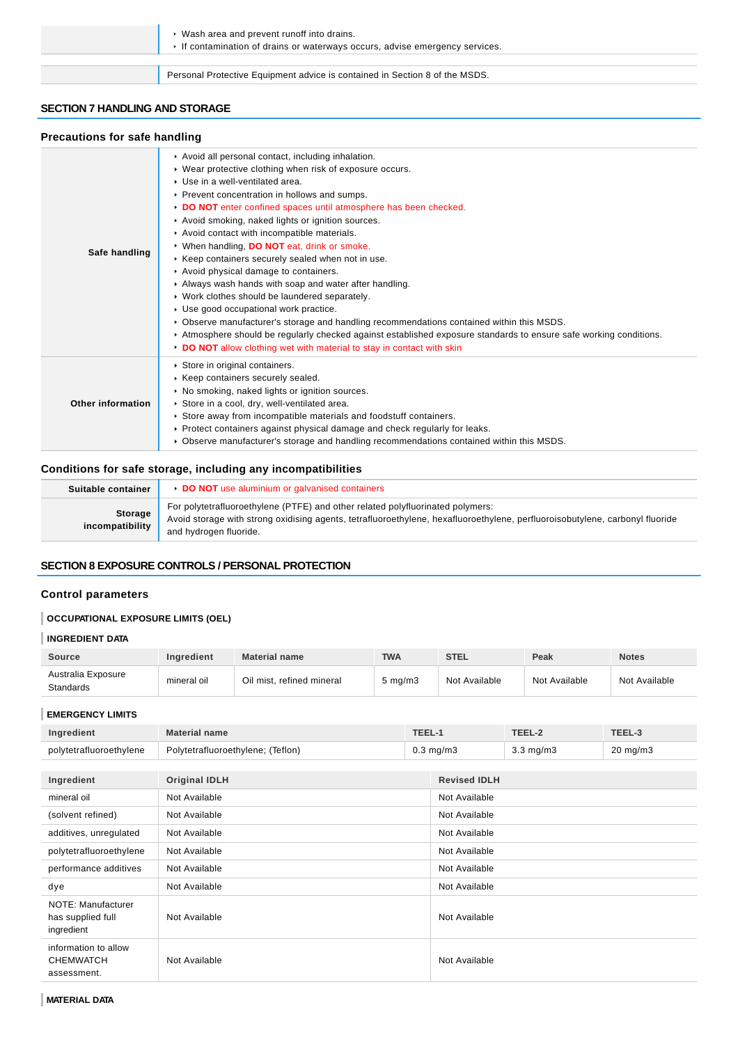| | |
|---|---|
| | - Wash area and prevent runoff into drains.<br>- If contamination of drains or waterways occurs, advise emergency services. |

| | |
|---|---|
| | Personal Protective Equipment advice is contained in Section 8 of the MSDS. |

## SECTION 7 HANDLING AND STORAGE

### Precautions for safe handling

| | |
|---|---|
| **Safe handling** | - Avoid all personal contact, including inhalation.<br>- Wear protective clothing when risk of exposure occurs.<br>- Use in a well-ventilated area.<br>- Prevent concentration in hollows and sumps.<br>- **DO NOT** enter confined spaces until atmosphere has been checked.<br>- Avoid smoking, naked lights or ignition sources.<br>- Avoid contact with incompatible materials.<br>- When handling, **DO NOT** eat, drink or smoke.<br>- Keep containers securely sealed when not in use.<br>- Avoid physical damage to containers.<br>- Always wash hands with soap and water after handling.<br>- Work clothes should be laundered separately.<br>- Use good occupational work practice.<br>- Observe manufacturer's storage and handling recommendations contained within this MSDS.<br>- Atmosphere should be regularly checked against established exposure standards to ensure safe working conditions.<br>- **DO NOT** allow clothing wet with material to stay in contact with skin |
| **Other information** | - Store in original containers.<br>- Keep containers securely sealed.<br>- No smoking, naked lights or ignition sources.<br>- Store in a cool, dry, well-ventilated area.<br>- Store away from incompatible materials and foodstuff containers.<br>- Protect containers against physical damage and check regularly for leaks.<br>- Observe manufacturer's storage and handling recommendations contained within this MSDS. |

### Conditions for safe storage, including any incompatibilities

| | |
|---|---|
| **Suitable container** | - **DO NOT** use aluminium or galvanised containers |
| **Storage incompatibility** | For polytetrafluoroethylene (PTFE) and other related polyfluorinated polymers:<br>Avoid storage with strong oxidising agents, tetrafluoroethylene, hexafluoroethylene, perfluoroisobutylene, carbonyl fluoride and hydrogen fluoride. |

## SECTION 8 EXPOSURE CONTROLS / PERSONAL PROTECTION

### Control parameters

**OCCUPATIONAL EXPOSURE LIMITS (OEL)**

**INGREDIENT DATA**

| Source | Ingredient | Material name | TWA | STEL | Peak | Notes |
|---|---|---|---|---|---|---|
| Australia Exposure Standards | mineral oil | Oil mist, refined mineral | 5 mg/m3 | Not Available | Not Available | Not Available |

**EMERGENCY LIMITS**

| Ingredient | Material name | TEEL-1 | TEEL-2 | TEEL-3 |
|---|---|---|---|---|
| polytetrafluoroethylene | Polytetrafluoroethylene; (Teflon) | 0.3 mg/m3 | 3.3 mg/m3 | 20 mg/m3 |

| Ingredient | Original IDLH | Revised IDLH |
|---|---|---|
| mineral oil | Not Available | Not Available |
| (solvent refined) | Not Available | Not Available |
| additives, unregulated | Not Available | Not Available |
| polytetrafluoroethylene | Not Available | Not Available |
| performance additives | Not Available | Not Available |
| dye | Not Available | Not Available |
| NOTE: Manufacturer has supplied full ingredient | Not Available | Not Available |
| information to allow CHEMWATCH assessment. | Not Available | Not Available |

**MATERIAL DATA**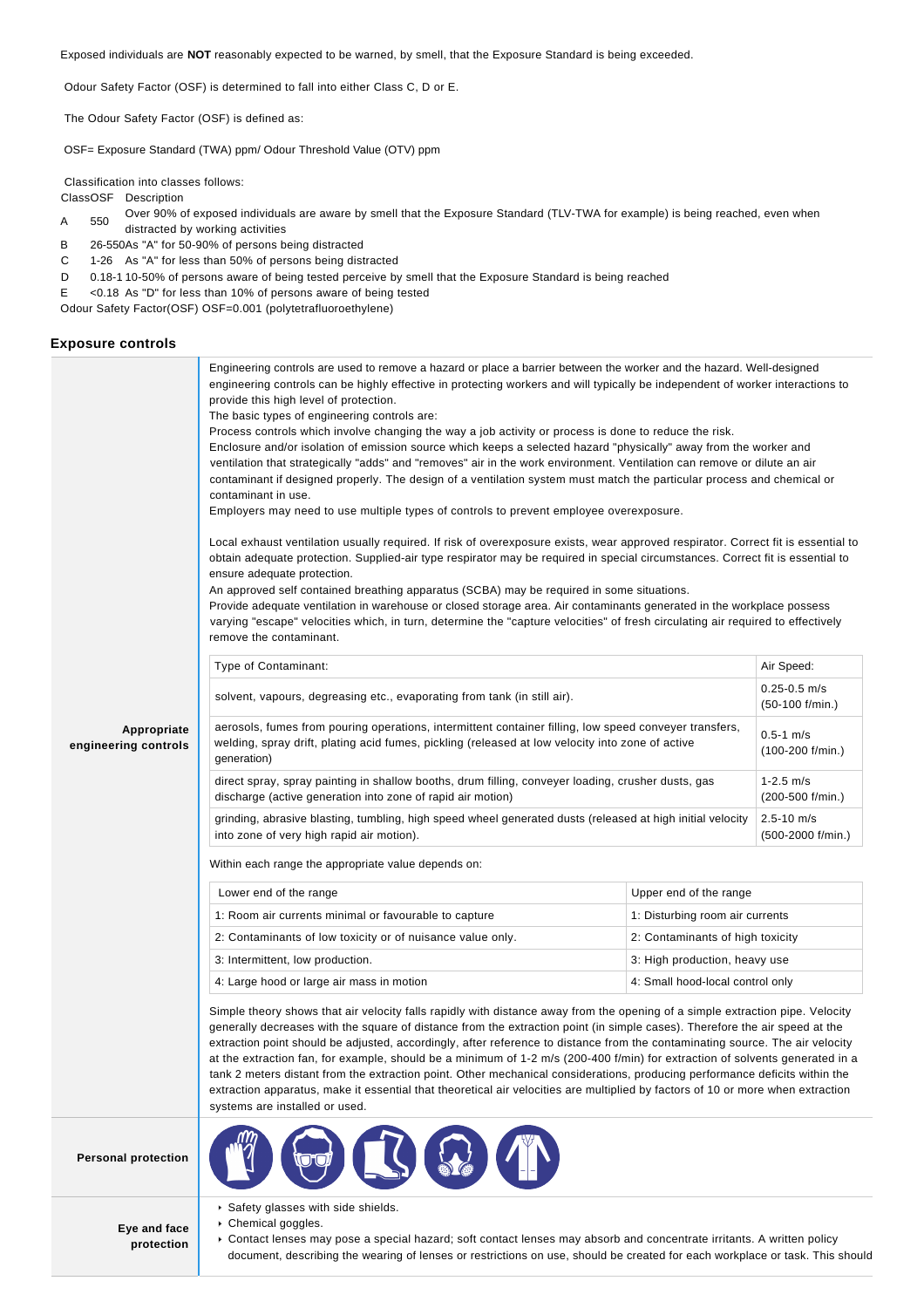Exposed individuals are **NOT** reasonably expected to be warned, by smell, that the Exposure Standard is being exceeded.

Odour Safety Factor (OSF) is determined to fall into either Class C, D or E.

The Odour Safety Factor (OSF) is defined as:

OSF= Exposure Standard (TWA) ppm/ Odour Threshold Value (OTV) ppm

Classification into classes follows:

| Class | OSF | Description |
|---|---|---|
| A | 550 | Over 90% of exposed individuals are aware by smell that the Exposure Standard (TLV-TWA for example) is being reached, even when distracted by working activities |
| B | 26-550 | As "A" for 50-90% of persons being distracted |
| C | 1-26 | As "A" for less than 50% of persons being distracted |
| D | 0.18-1 | 10-50% of persons aware of being tested perceive by smell that the Exposure Standard is being reached |
| E | <0.18 | As "D" for less than 10% of persons aware of being tested |

Odour Safety Factor(OSF) OSF=0.001 (polytetrafluoroethylene)

## Exposure controls

**Appropriate engineering controls**

Engineering controls are used to remove a hazard or place a barrier between the worker and the hazard. Well-designed engineering controls can be highly effective in protecting workers and will typically be independent of worker interactions to provide this high level of protection.
The basic types of engineering controls are:
Process controls which involve changing the way a job activity or process is done to reduce the risk.
Enclosure and/or isolation of emission source which keeps a selected hazard "physically" away from the worker and ventilation that strategically "adds" and "removes" air in the work environment. Ventilation can remove or dilute an air contaminant if designed properly. The design of a ventilation system must match the particular process and chemical or contaminant in use.
Employers may need to use multiple types of controls to prevent employee overexposure.

Local exhaust ventilation usually required. If risk of overexposure exists, wear approved respirator. Correct fit is essential to obtain adequate protection. Supplied-air type respirator may be required in special circumstances. Correct fit is essential to ensure adequate protection.
An approved self contained breathing apparatus (SCBA) may be required in some situations.
Provide adequate ventilation in warehouse or closed storage area. Air contaminants generated in the workplace possess varying "escape" velocities which, in turn, determine the "capture velocities" of fresh circulating air required to effectively remove the contaminant.

| Type of Contaminant: | Air Speed: |
|---|---|
| solvent, vapours, degreasing etc., evaporating from tank (in still air). | 0.25-0.5 m/s (50-100 f/min.) |
| aerosols, fumes from pouring operations, intermittent container filling, low speed conveyer transfers, welding, spray drift, plating acid fumes, pickling (released at low velocity into zone of active generation) | 0.5-1 m/s (100-200 f/min.) |
| direct spray, spray painting in shallow booths, drum filling, conveyer loading, crusher dusts, gas discharge (active generation into zone of rapid air motion) | 1-2.5 m/s (200-500 f/min.) |
| grinding, abrasive blasting, tumbling, high speed wheel generated dusts (released at high initial velocity into zone of very high rapid air motion). | 2.5-10 m/s (500-2000 f/min.) |

Within each range the appropriate value depends on:

| Lower end of the range | Upper end of the range |
|---|---|
| 1: Room air currents minimal or favourable to capture | 1: Disturbing room air currents |
| 2: Contaminants of low toxicity or of nuisance value only. | 2: Contaminants of high toxicity |
| 3: Intermittent, low production. | 3: High production, heavy use |
| 4: Large hood or large air mass in motion | 4: Small hood-local control only |

Simple theory shows that air velocity falls rapidly with distance away from the opening of a simple extraction pipe. Velocity generally decreases with the square of distance from the extraction point (in simple cases). Therefore the air speed at the extraction point should be adjusted, accordingly, after reference to distance from the contaminating source. The air velocity at the extraction fan, for example, should be a minimum of 1-2 m/s (200-400 f/min) for extraction of solvents generated in a tank 2 meters distant from the extraction point. Other mechanical considerations, producing performance deficits within the extraction apparatus, make it essential that theoretical air velocities are multiplied by factors of 10 or more when extraction systems are installed or used.

**Personal protection**

**Eye and face protection**

- Safety glasses with side shields.
- Chemical goggles.
- Contact lenses may pose a special hazard; soft contact lenses may absorb and concentrate irritants. A written policy document, describing the wearing of lenses or restrictions on use, should be created for each workplace or task. This should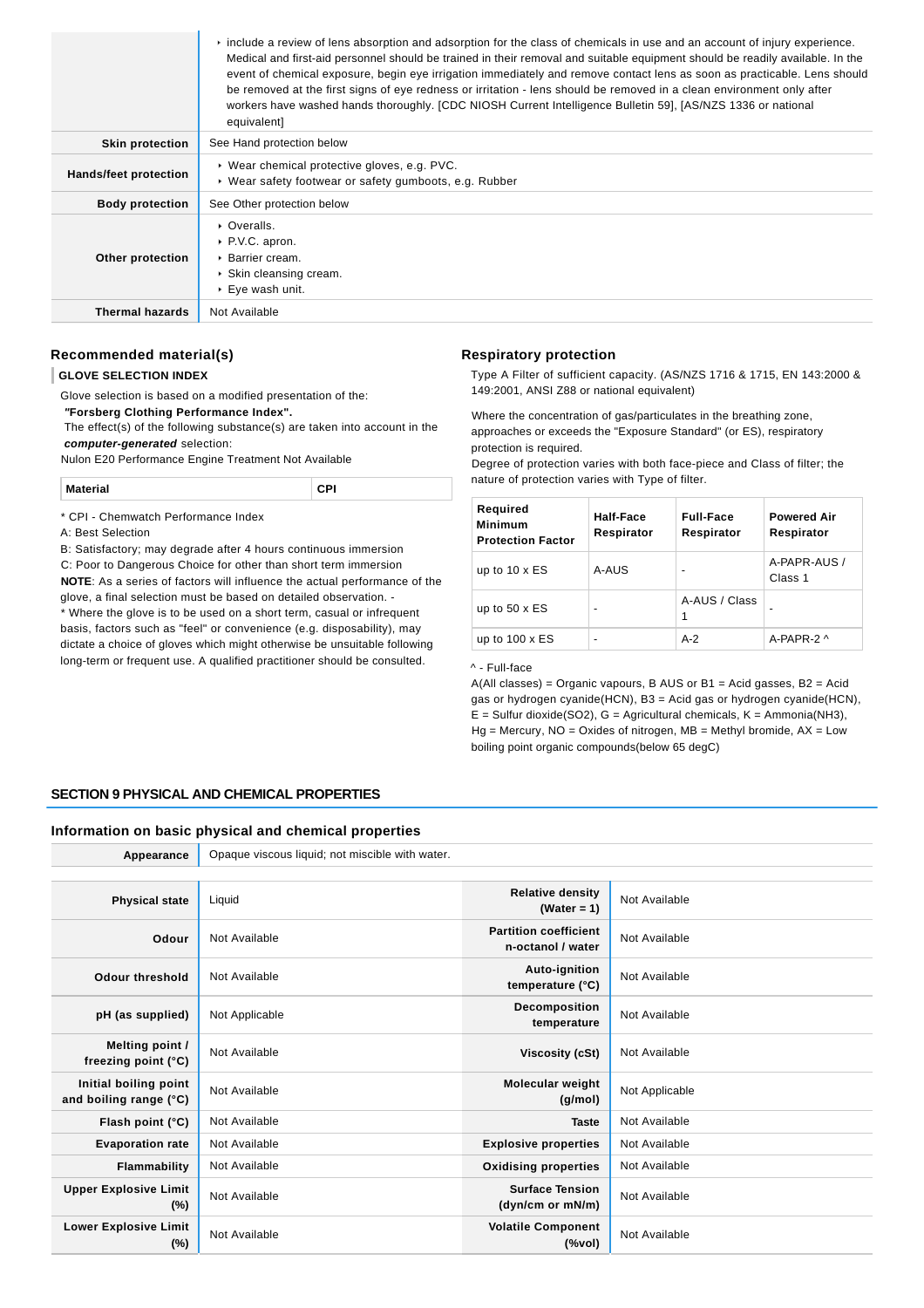| | |
|---|---|
| | include a review of lens absorption and adsorption for the class of chemicals in use and an account of injury experience. Medical and first-aid personnel should be trained in their removal and suitable equipment should be readily available. In the event of chemical exposure, begin eye irrigation immediately and remove contact lens as soon as practicable. Lens should be removed at the first signs of eye redness or irritation - lens should be removed in a clean environment only after workers have washed hands thoroughly. [CDC NIOSH Current Intelligence Bulletin 59], [AS/NZS 1336 or national equivalent] |
| **Skin protection** | See Hand protection below |
| **Hands/feet protection** | Wear chemical protective gloves, e.g. PVC.<br>Wear safety footwear or safety gumboots, e.g. Rubber |
| **Body protection** | See Other protection below |
| **Other protection** | Overalls.<br>P.V.C. apron.<br>Barrier cream.<br>Skin cleansing cream.<br>Eye wash unit. |
| **Thermal hazards** | Not Available |

### Recommended material(s)

**GLOVE SELECTION INDEX**

Glove selection is based on a modified presentation of the:
***"Forsberg Clothing Performance Index".***
The effect(s) of the following substance(s) are taken into account in the ***computer-generated*** selection:
Nulon E20 Performance Engine Treatment Not Available

| Material | CPI |
|---|---|

* CPI - Chemwatch Performance Index
A: Best Selection
B: Satisfactory; may degrade after 4 hours continuous immersion
C: Poor to Dangerous Choice for other than short term immersion
**NOTE**: As a series of factors will influence the actual performance of the glove, a final selection must be based on detailed observation. -
* Where the glove is to be used on a short term, casual or infrequent basis, factors such as "feel" or convenience (e.g. disposability), may dictate a choice of gloves which might otherwise be unsuitable following long-term or frequent use. A qualified practitioner should be consulted.

### Respiratory protection

Type A Filter of sufficient capacity. (AS/NZS 1716 & 1715, EN 143:2000 & 149:2001, ANSI Z88 or national equivalent)

Where the concentration of gas/particulates in the breathing zone, approaches or exceeds the "Exposure Standard" (or ES), respiratory protection is required.
Degree of protection varies with both face-piece and Class of filter; the nature of protection varies with Type of filter.

| Required Minimum Protection Factor | Half-Face Respirator | Full-Face Respirator | Powered Air Respirator |
|---|---|---|---|
| up to 10 x ES | A-AUS | - | A-PAPR-AUS / Class 1 |
| up to 50 x ES | - | A-AUS / Class 1 | - |
| up to 100 x ES | - | A-2 | A-PAPR-2 ^ |

^ - Full-face
A(All classes) = Organic vapours, B AUS or B1 = Acid gasses, B2 = Acid gas or hydrogen cyanide(HCN), B3 = Acid gas or hydrogen cyanide(HCN), E = Sulfur dioxide(SO2), G = Agricultural chemicals, K = Ammonia(NH3), Hg = Mercury, NO = Oxides of nitrogen, MB = Methyl bromide, AX = Low boiling point organic compounds(below 65 degC)

## SECTION 9 PHYSICAL AND CHEMICAL PROPERTIES

### Information on basic physical and chemical properties

| | |
|---|---|
| **Appearance** | Opaque viscous liquid; not miscible with water. |

| | | | |
|---|---|---|---|
| **Physical state** | Liquid | **Relative density (Water = 1)** | Not Available |
| **Odour** | Not Available | **Partition coefficient n-octanol / water** | Not Available |
| **Odour threshold** | Not Available | **Auto-ignition temperature (°C)** | Not Available |
| **pH (as supplied)** | Not Applicable | **Decomposition temperature** | Not Available |
| **Melting point / freezing point (°C)** | Not Available | **Viscosity (cSt)** | Not Available |
| **Initial boiling point and boiling range (°C)** | Not Available | **Molecular weight (g/mol)** | Not Applicable |
| **Flash point (°C)** | Not Available | **Taste** | Not Available |
| **Evaporation rate** | Not Available | **Explosive properties** | Not Available |
| **Flammability** | Not Available | **Oxidising properties** | Not Available |
| **Upper Explosive Limit (%)** | Not Available | **Surface Tension (dyn/cm or mN/m)** | Not Available |
| **Lower Explosive Limit (%)** | Not Available | **Volatile Component (%vol)** | Not Available |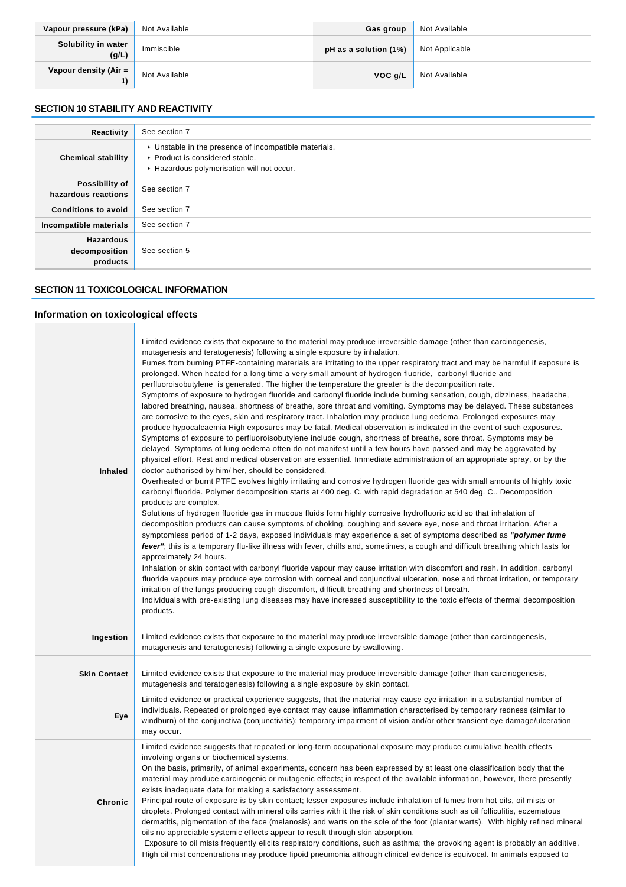| Vapour pressure (kPa) | Not Available | Gas group | Not Available |
|---|---|---|---|
| Solubility in water (g/L) | Immiscible | pH as a solution (1%) | Not Applicable |
| Vapour density (Air = 1) | Not Available | VOC g/L | Not Available |

## SECTION 10 STABILITY AND REACTIVITY

| | |
|---|---|
| Reactivity | See section 7 |
| Chemical stability | ▸ Unstable in the presence of incompatible materials.<br>▸ Product is considered stable.<br>▸ Hazardous polymerisation will not occur. |
| Possibility of hazardous reactions | See section 7 |
| Conditions to avoid | See section 7 |
| Incompatible materials | See section 7 |
| Hazardous decomposition products | See section 5 |

## SECTION 11 TOXICOLOGICAL INFORMATION

### Information on toxicological effects

| | |
|---|---|
| Inhaled | Limited evidence exists that exposure to the material may produce irreversible damage (other than carcinogenesis, mutagenesis and teratogenesis) following a single exposure by inhalation.<br>Fumes from burning PTFE-containing materials are irritating to the upper respiratory tract and may be harmful if exposure is prolonged. When heated for a long time a very small amount of hydrogen fluoride, carbonyl fluoride and perfluoroisobutylene is generated. The higher the temperature the greater is the decomposition rate.<br>Symptoms of exposure to hydrogen fluoride and carbonyl fluoride include burning sensation, cough, dizziness, headache, labored breathing, nausea, shortness of breathe, sore throat and vomiting. Symptoms may be delayed. These substances are corrosive to the eyes, skin and respiratory tract. Inhalation may produce lung oedema. Prolonged exposures may produce hypocalcaemia High exposures may be fatal. Medical observation is indicated in the event of such exposures.<br>Symptoms of exposure to perfluoroisobutylene include cough, shortness of breathe, sore throat. Symptoms may be delayed. Symptoms of lung oedema often do not manifest until a few hours have passed and may be aggravated by physical effort. Rest and medical observation are essential. Immediate administration of an appropriate spray, or by the doctor authorised by him/ her, should be considered.<br>Overheated or burnt PTFE evolves highly irritating and corrosive hydrogen fluoride gas with small amounts of highly toxic carbonyl fluoride. Polymer decomposition starts at 400 deg. C. with rapid degradation at 540 deg. C.. Decomposition products are complex.<br>Solutions of hydrogen fluoride gas in mucous fluids form highly corrosive hydrofluoric acid so that inhalation of decomposition products can cause symptoms of choking, coughing and severe eye, nose and throat irritation. After a symptomless period of 1-2 days, exposed individuals may experience a set of symptoms described as ***"polymer fume fever"***; this is a temporary flu-like illness with fever, chills and, sometimes, a cough and difficult breathing which lasts for approximately 24 hours.<br>Inhalation or skin contact with carbonyl fluoride vapour may cause irritation with discomfort and rash. In addition, carbonyl fluoride vapours may produce eye corrosion with corneal and conjunctival ulceration, nose and throat irritation, or temporary irritation of the lungs producing cough discomfort, difficult breathing and shortness of breath.<br>Individuals with pre-existing lung diseases may have increased susceptibility to the toxic effects of thermal decomposition products. |
| Ingestion | Limited evidence exists that exposure to the material may produce irreversible damage (other than carcinogenesis, mutagenesis and teratogenesis) following a single exposure by swallowing. |
| Skin Contact | Limited evidence exists that exposure to the material may produce irreversible damage (other than carcinogenesis, mutagenesis and teratogenesis) following a single exposure by skin contact. |
| Eye | Limited evidence or practical experience suggests, that the material may cause eye irritation in a substantial number of individuals. Repeated or prolonged eye contact may cause inflammation characterised by temporary redness (similar to windburn) of the conjunctiva (conjunctivitis); temporary impairment of vision and/or other transient eye damage/ulceration may occur. |
| Chronic | Limited evidence suggests that repeated or long-term occupational exposure may produce cumulative health effects involving organs or biochemical systems.<br>On the basis, primarily, of animal experiments, concern has been expressed by at least one classification body that the material may produce carcinogenic or mutagenic effects; in respect of the available information, however, there presently exists inadequate data for making a satisfactory assessment.<br>Principal route of exposure is by skin contact; lesser exposures include inhalation of fumes from hot oils, oil mists or droplets. Prolonged contact with mineral oils carries with it the risk of skin conditions such as oil folliculitis, eczematous dermatitis, pigmentation of the face (melanosis) and warts on the sole of the foot (plantar warts). With highly refined mineral oils no appreciable systemic effects appear to result through skin absorption.<br>Exposure to oil mists frequently elicits respiratory conditions, such as asthma; the provoking agent is probably an additive. High oil mist concentrations may produce lipoid pneumonia although clinical evidence is equivocal. In animals exposed to |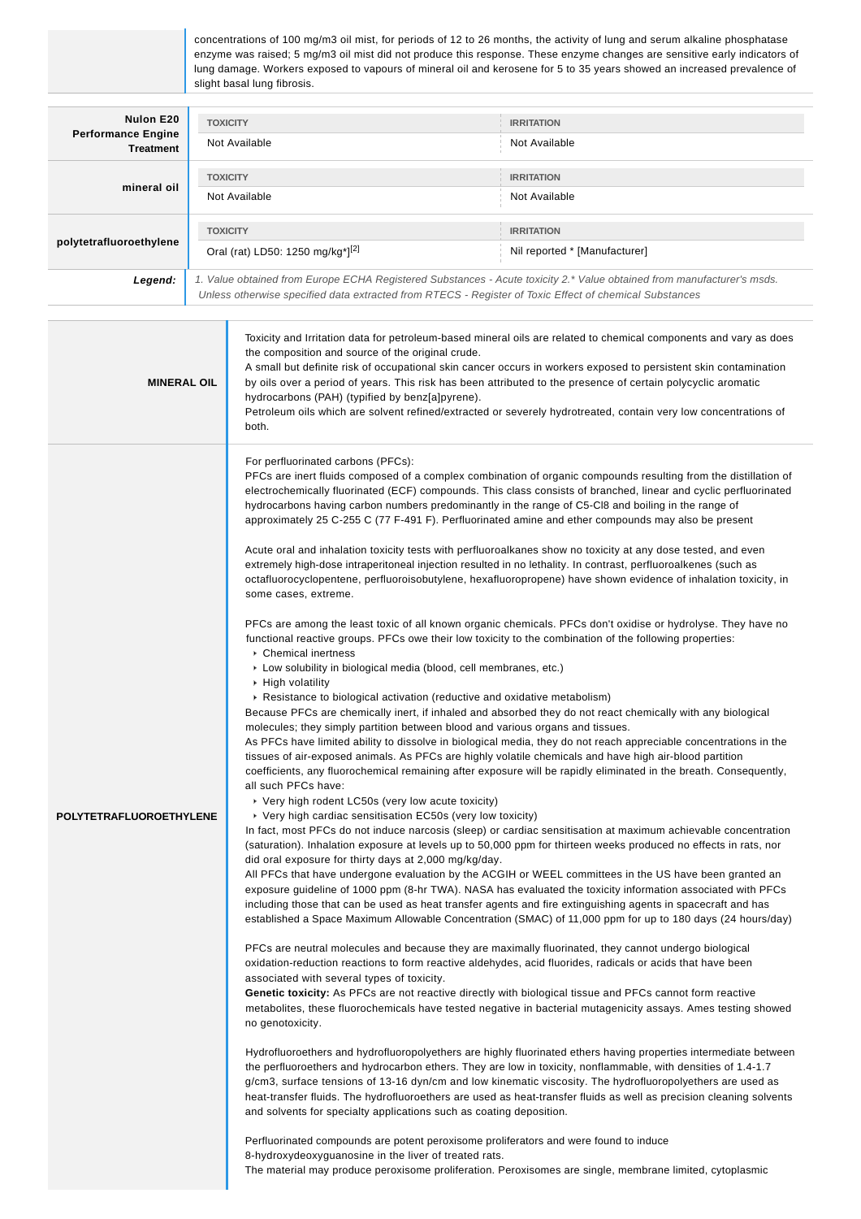| | |
|---|---|
| | concentrations of 100 mg/m3 oil mist, for periods of 12 to 26 months, the activity of lung and serum alkaline phosphatase enzyme was raised; 5 mg/m3 oil mist did not produce this response. These enzyme changes are sensitive early indicators of lung damage. Workers exposed to vapours of mineral oil and kerosene for 5 to 35 years showed an increased prevalence of slight basal lung fibrosis. |

| | TOXICITY | IRRITATION |
|---|---|---|
| **Nulon E20 Performance Engine Treatment** | Not Available | Not Available |
| **mineral oil** | Not Available | Not Available |
| **polytetrafluoroethylene** | Oral (rat) LD50: 1250 mg/kg*][2] | Nil reported * [Manufacturer] |
| ***Legend:*** | *1. Value obtained from Europe ECHA Registered Substances - Acute toxicity 2.* Value obtained from manufacturer's msds. Unless otherwise specified data extracted from RTECS - Register of Toxic Effect of chemical Substances* | |

**MINERAL OIL**

Toxicity and Irritation data for petroleum-based mineral oils are related to chemical components and vary as does the composition and source of the original crude.
A small but definite risk of occupational skin cancer occurs in workers exposed to persistent skin contamination by oils over a period of years. This risk has been attributed to the presence of certain polycyclic aromatic hydrocarbons (PAH) (typified by benz[a]pyrene).
Petroleum oils which are solvent refined/extracted or severely hydrotreated, contain very low concentrations of both.

**POLYTETRAFLUOROETHYLENE**

For perfluorinated carbons (PFCs):
PFCs are inert fluids composed of a complex combination of organic compounds resulting from the distillation of electrochemically fluorinated (ECF) compounds. This class consists of branched, linear and cyclic perfluorinated hydrocarbons having carbon numbers predominantly in the range of C5-Cl8 and boiling in the range of approximately 25 C-255 C (77 F-491 F). Perfluorinated amine and ether compounds may also be present

Acute oral and inhalation toxicity tests with perfluoroalkanes show no toxicity at any dose tested, and even extremely high-dose intraperitoneal injection resulted in no lethality. In contrast, perfluoroalkenes (such as octafluorocyclopentene, perfluoroisobutylene, hexafluoropropene) have shown evidence of inhalation toxicity, in some cases, extreme.

PFCs are among the least toxic of all known organic chemicals. PFCs don't oxidise or hydrolyse. They have no functional reactive groups. PFCs owe their low toxicity to the combination of the following properties:

- Chemical inertness
- Low solubility in biological media (blood, cell membranes, etc.)
- High volatility
- Resistance to biological activation (reductive and oxidative metabolism)

Because PFCs are chemically inert, if inhaled and absorbed they do not react chemically with any biological molecules; they simply partition between blood and various organs and tissues.
As PFCs have limited ability to dissolve in biological media, they do not reach appreciable concentrations in the tissues of air-exposed animals. As PFCs are highly volatile chemicals and have high air-blood partition coefficients, any fluorochemical remaining after exposure will be rapidly eliminated in the breath. Consequently, all such PFCs have:

- Very high rodent LC50s (very low acute toxicity)
- Very high cardiac sensitisation EC50s (very low toxicity)

In fact, most PFCs do not induce narcosis (sleep) or cardiac sensitisation at maximum achievable concentration (saturation). Inhalation exposure at levels up to 50,000 ppm for thirteen weeks produced no effects in rats, nor did oral exposure for thirty days at 2,000 mg/kg/day.
All PFCs that have undergone evaluation by the ACGIH or WEEL committees in the US have been granted an exposure guideline of 1000 ppm (8-hr TWA). NASA has evaluated the toxicity information associated with PFCs including those that can be used as heat transfer agents and fire extinguishing agents in spacecraft and has established a Space Maximum Allowable Concentration (SMAC) of 11,000 ppm for up to 180 days (24 hours/day)

PFCs are neutral molecules and because they are maximally fluorinated, they cannot undergo biological oxidation-reduction reactions to form reactive aldehydes, acid fluorides, radicals or acids that have been associated with several types of toxicity.
**Genetic toxicity:** As PFCs are not reactive directly with biological tissue and PFCs cannot form reactive metabolites, these fluorochemicals have tested negative in bacterial mutagenicity assays. Ames testing showed no genotoxicity.

Hydrofluoroethers and hydrofluoropolyethers are highly fluorinated ethers having properties intermediate between the perfluoroethers and hydrocarbon ethers. They are low in toxicity, nonflammable, with densities of 1.4-1.7 g/cm3, surface tensions of 13-16 dyn/cm and low kinematic viscosity. The hydrofluoropolyethers are used as heat-transfer fluids. The hydrofluoroethers are used as heat-transfer fluids as well as precision cleaning solvents and solvents for specialty applications such as coating deposition.

Perfluorinated compounds are potent peroxisome proliferators and were found to induce 8-hydroxydeoxyguanosine in the liver of treated rats.
The material may produce peroxisome proliferation. Peroxisomes are single, membrane limited, cytoplasmic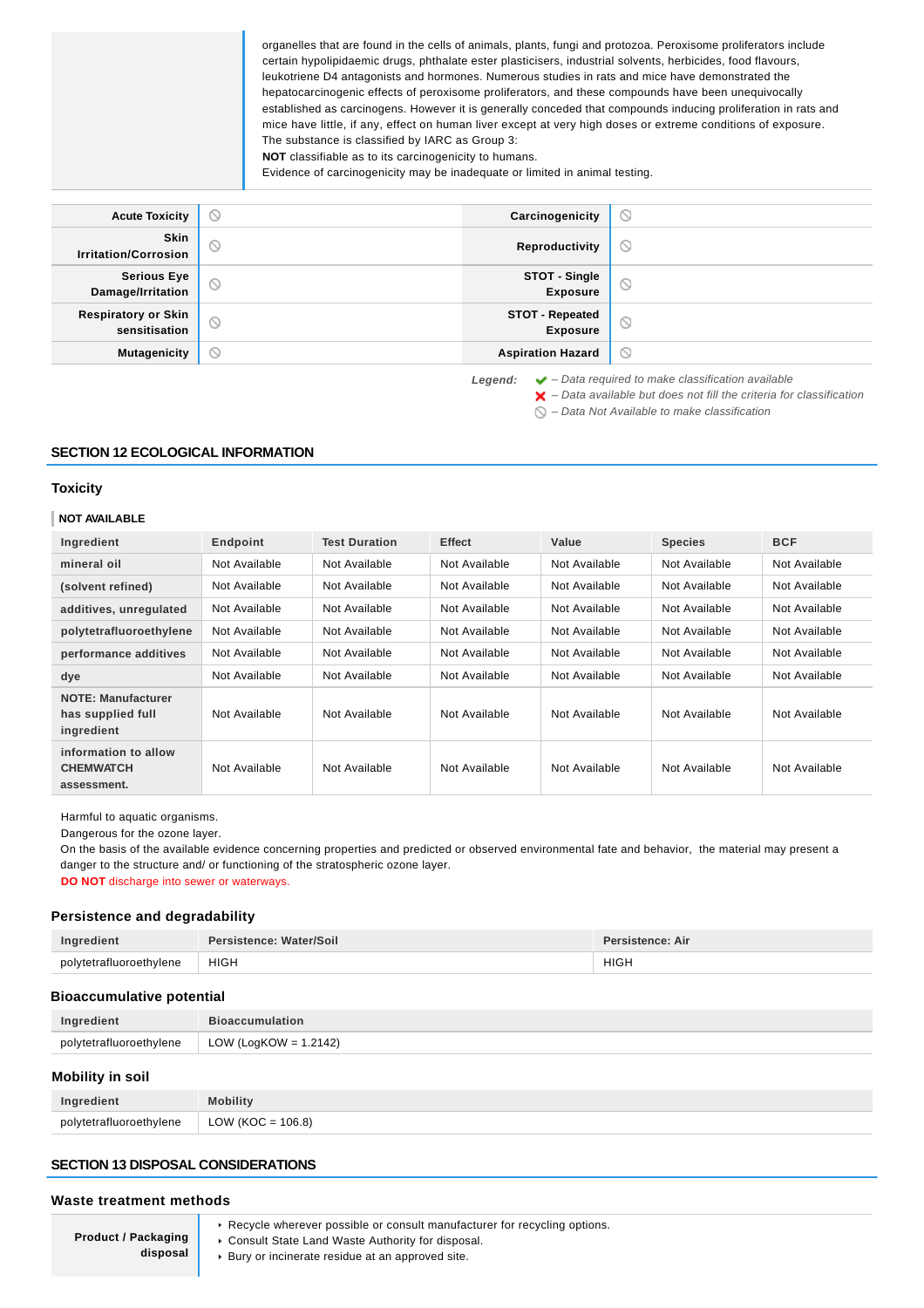| | organelles that are found in the cells of animals, plants, fungi and protozoa. Peroxisome proliferators include certain hypolipidaemic drugs, phthalate ester plasticisers, industrial solvents, herbicides, food flavours, leukotriene D4 antagonists and hormones. Numerous studies in rats and mice have demonstrated the hepatocarcinogenic effects of peroxisome proliferators, and these compounds have been unequivocally established as carcinogens. However it is generally conceded that compounds inducing proliferation in rats and mice have little, if any, effect on human liver except at very high doses or extreme conditions of exposure. The substance is classified by IARC as Group 3: **NOT** classifiable as to its carcinogenicity to humans. Evidence of carcinogenicity may be inadequate or limited in animal testing. |
|---|---|

| | | | |
|---|---|---|---|
| **Acute Toxicity** | ⃠ | **Carcinogenicity** | ⃠ |
| **Skin Irritation/Corrosion** | ⃠ | **Reproductivity** | ⃠ |
| **Serious Eye Damage/Irritation** | ⃠ | **STOT - Single Exposure** | ⃠ |
| **Respiratory or Skin sensitisation** | ⃠ | **STOT - Repeated Exposure** | ⃠ |
| **Mutagenicity** | ⃠ | **Aspiration Hazard** | ⃠ |

*Legend:*
✔ – *Data required to make classification available*
✘ – *Data available but does not fill the criteria for classification*
⃠ – *Data Not Available to make classification*

## SECTION 12 ECOLOGICAL INFORMATION

### Toxicity

**NOT AVAILABLE**

| Ingredient | Endpoint | Test Duration | Effect | Value | Species | BCF |
|---|---|---|---|---|---|---|
| mineral oil | Not Available | Not Available | Not Available | Not Available | Not Available | Not Available |
| (solvent refined) | Not Available | Not Available | Not Available | Not Available | Not Available | Not Available |
| additives, unregulated | Not Available | Not Available | Not Available | Not Available | Not Available | Not Available |
| polytetrafluoroethylene | Not Available | Not Available | Not Available | Not Available | Not Available | Not Available |
| performance additives | Not Available | Not Available | Not Available | Not Available | Not Available | Not Available |
| dye | Not Available | Not Available | Not Available | Not Available | Not Available | Not Available |
| NOTE: Manufacturer has supplied full ingredient | Not Available | Not Available | Not Available | Not Available | Not Available | Not Available |
| information to allow CHEMWATCH assessment. | Not Available | Not Available | Not Available | Not Available | Not Available | Not Available |

Harmful to aquatic organisms.
Dangerous for the ozone layer.
On the basis of the available evidence concerning properties and predicted or observed environmental fate and behavior, the material may present a danger to the structure and/ or functioning of the stratospheric ozone layer.
**DO NOT** discharge into sewer or waterways.

### Persistence and degradability

| Ingredient | Persistence: Water/Soil | Persistence: Air |
|---|---|---|
| polytetrafluoroethylene | HIGH | HIGH |

### Bioaccumulative potential

| Ingredient | Bioaccumulation |
|---|---|
| polytetrafluoroethylene | LOW (LogKOW = 1.2142) |

### Mobility in soil

| Ingredient | Mobility |
|---|---|
| polytetrafluoroethylene | LOW (KOC = 106.8) |

## SECTION 13 DISPOSAL CONSIDERATIONS

### Waste treatment methods

| | |
|---|---|
| **Product / Packaging disposal** | ▸ Recycle wherever possible or consult manufacturer for recycling options.<br>▸ Consult State Land Waste Authority for disposal.<br>▸ Bury or incinerate residue at an approved site. |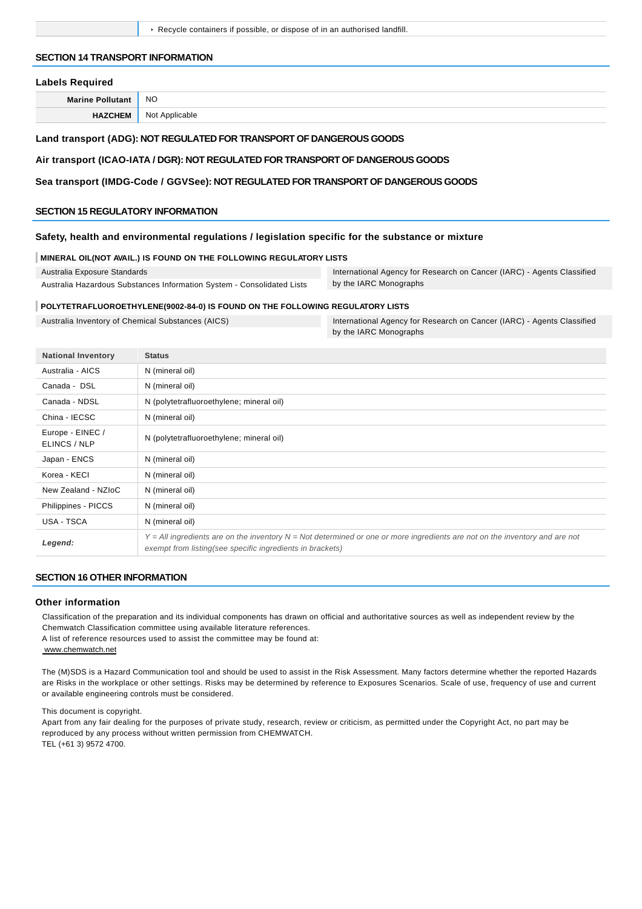| | |
|---|---|
| | ‣ Recycle containers if possible, or dispose of in an authorised landfill. |

## SECTION 14 TRANSPORT INFORMATION

### Labels Required

| | |
|---|---|
| **Marine Pollutant** | NO |
| **HAZCHEM** | Not Applicable |

**Land transport (ADG): NOT REGULATED FOR TRANSPORT OF DANGEROUS GOODS**

**Air transport (ICAO-IATA / DGR): NOT REGULATED FOR TRANSPORT OF DANGEROUS GOODS**

**Sea transport (IMDG-Code / GGVSee): NOT REGULATED FOR TRANSPORT OF DANGEROUS GOODS**

## SECTION 15 REGULATORY INFORMATION

### Safety, health and environmental regulations / legislation specific for the substance or mixture

**MINERAL OIL(NOT AVAIL.) IS FOUND ON THE FOLLOWING REGULATORY LISTS**

| | |
|---|---|
| Australia Exposure Standards | International Agency for Research on Cancer (IARC) - Agents Classified by the IARC Monographs |
| Australia Hazardous Substances Information System - Consolidated Lists | |

**POLYTETRAFLUOROETHYLENE(9002-84-0) IS FOUND ON THE FOLLOWING REGULATORY LISTS**

| | |
|---|---|
| Australia Inventory of Chemical Substances (AICS) | International Agency for Research on Cancer (IARC) - Agents Classified by the IARC Monographs |

| National Inventory | Status |
|---|---|
| Australia - AICS | N (mineral oil) |
| Canada - DSL | N (mineral oil) |
| Canada - NDSL | N (polytetrafluoroethylene; mineral oil) |
| China - IECSC | N (mineral oil) |
| Europe - EINEC / ELINCS / NLP | N (polytetrafluoroethylene; mineral oil) |
| Japan - ENCS | N (mineral oil) |
| Korea - KECI | N (mineral oil) |
| New Zealand - NZIoC | N (mineral oil) |
| Philippines - PICCS | N (mineral oil) |
| USA - TSCA | N (mineral oil) |
| ***Legend:*** | *Y = All ingredients are on the inventory N = Not determined or one or more ingredients are not on the inventory and are not exempt from listing(see specific ingredients in brackets)* |

## SECTION 16 OTHER INFORMATION

### Other information

Classification of the preparation and its individual components has drawn on official and authoritative sources as well as independent review by the Chemwatch Classification committee using available literature references.
A list of reference resources used to assist the committee may be found at:
www.chemwatch.net

The (M)SDS is a Hazard Communication tool and should be used to assist in the Risk Assessment. Many factors determine whether the reported Hazards are Risks in the workplace or other settings. Risks may be determined by reference to Exposures Scenarios. Scale of use, frequency of use and current or available engineering controls must be considered.

This document is copyright.
Apart from any fair dealing for the purposes of private study, research, review or criticism, as permitted under the Copyright Act, no part may be reproduced by any process without written permission from CHEMWATCH.
TEL (+61 3) 9572 4700.